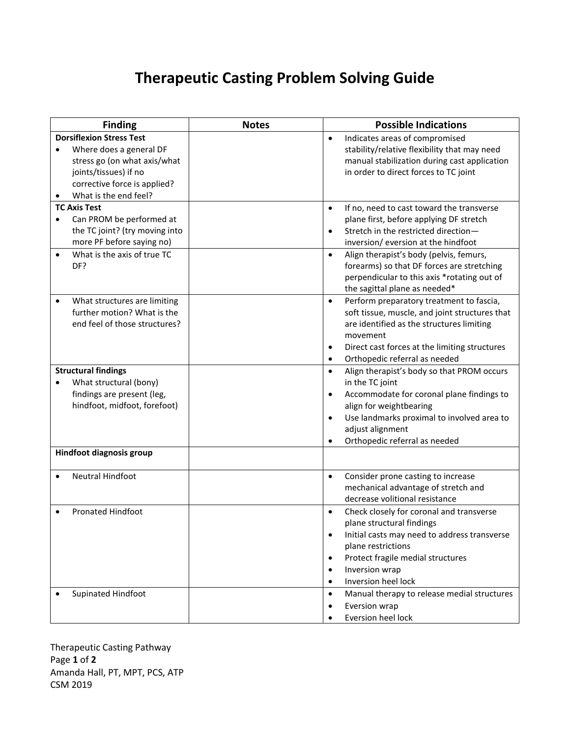# Therapeutic Casting Problem Solving Guide

| Finding | Notes | Possible Indications |
|---|---|---|
| **Dorsiflexion Stress Test**<br>• Where does a general DF stress go (on what axis/what joints/tissues) if no corrective force is applied?<br>• What is the end feel? | | • Indicates areas of compromised stability/relative flexibility that may need manual stabilization during cast application in order to direct forces to TC joint |
| **TC Axis Test**<br>• Can PROM be performed at the TC joint? (try moving into more PF before saying no) | | • If no, need to cast toward the transverse plane first, before applying DF stretch<br>• Stretch in the restricted direction—inversion/ eversion at the hindfoot |
| • What is the axis of true TC DF? | | • Align therapist's body (pelvis, femurs, forearms) so that DF forces are stretching perpendicular to this axis *rotating out of the sagittal plane as needed* |
| • What structures are limiting further motion? What is the end feel of those structures? | | • Perform preparatory treatment to fascia, soft tissue, muscle, and joint structures that are identified as the structures limiting movement<br>• Direct cast forces at the limiting structures<br>• Orthopedic referral as needed |
| **Structural findings**<br>• What structural (bony) findings are present (leg, hindfoot, midfoot, forefoot) | | • Align therapist's body so that PROM occurs in the TC joint<br>• Accommodate for coronal plane findings to align for weightbearing<br>• Use landmarks proximal to involved area to adjust alignment<br>• Orthopedic referral as needed |
| **Hindfoot diagnosis group** | | |
| • Neutral Hindfoot | | • Consider prone casting to increase mechanical advantage of stretch and decrease volitional resistance |
| • Pronated Hindfoot | | • Check closely for coronal and transverse plane structural findings<br>• Initial casts may need to address transverse plane restrictions<br>• Protect fragile medial structures<br>• Inversion wrap<br>• Inversion heel lock |
| • Supinated Hindfoot | | • Manual therapy to release medial structures<br>• Eversion wrap<br>• Eversion heel lock |

Therapeutic Casting Pathway
Amanda Hall, PT, MPT, PCS, ATP
CSM 2019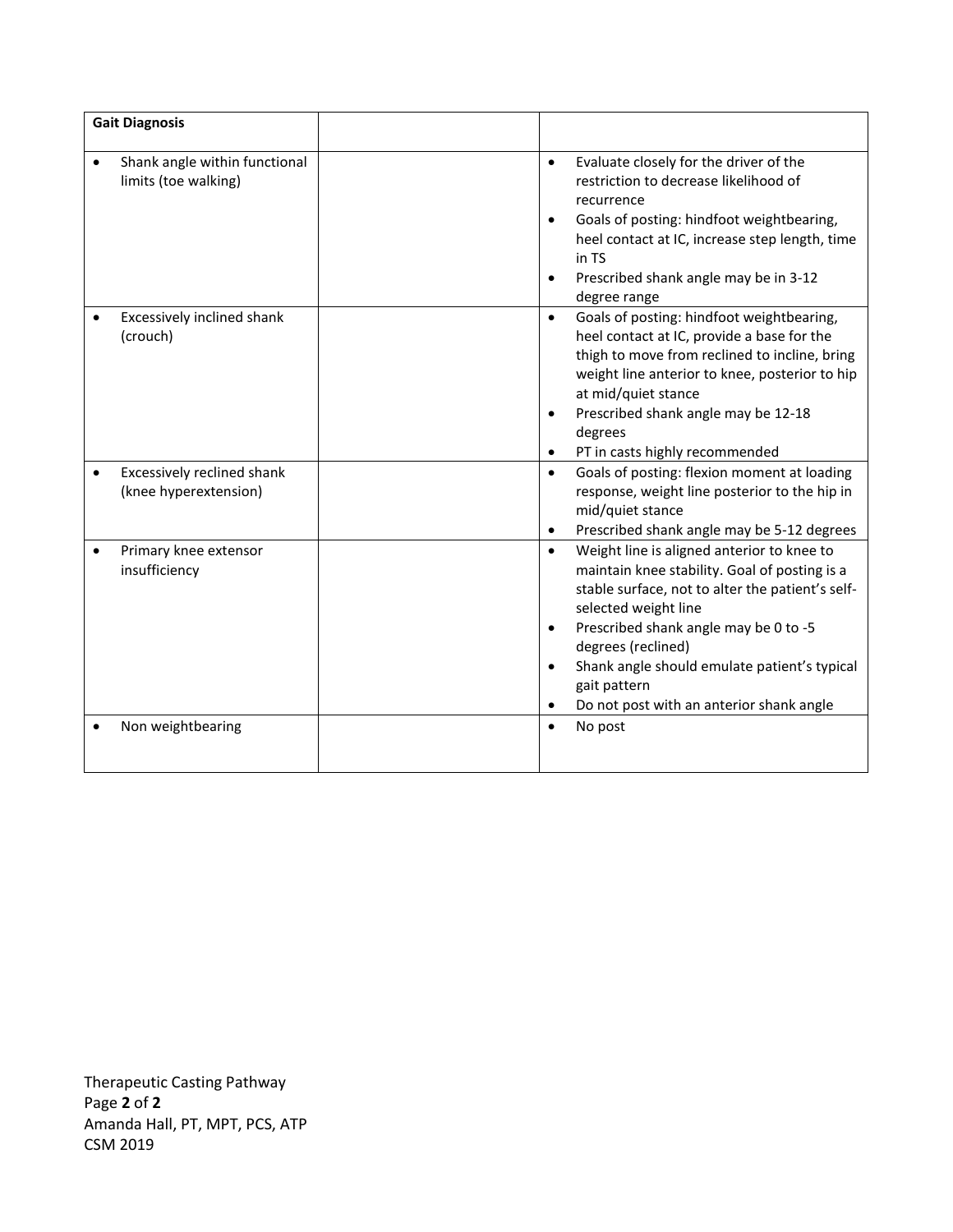| **Gait Diagnosis** | | |
|---|---|---|
| • Shank angle within functional limits (toe walking) | | • Evaluate closely for the driver of the restriction to decrease likelihood of recurrence<br>• Goals of posting: hindfoot weightbearing, heel contact at IC, increase step length, time in TS<br>• Prescribed shank angle may be in 3-12 degree range |
| • Excessively inclined shank (crouch) | | • Goals of posting: hindfoot weightbearing, heel contact at IC, provide a base for the thigh to move from reclined to incline, bring weight line anterior to knee, posterior to hip at mid/quiet stance<br>• Prescribed shank angle may be 12-18 degrees<br>• PT in casts highly recommended |
| • Excessively reclined shank (knee hyperextension) | | • Goals of posting: flexion moment at loading response, weight line posterior to the hip in mid/quiet stance<br>• Prescribed shank angle may be 5-12 degrees |
| • Primary knee extensor insufficiency | | • Weight line is aligned anterior to knee to maintain knee stability. Goal of posting is a stable surface, not to alter the patient's self-selected weight line<br>• Prescribed shank angle may be 0 to -5 degrees (reclined)<br>• Shank angle should emulate patient's typical gait pattern<br>• Do not post with an anterior shank angle |
| • Non weightbearing | | • No post |

Therapeutic Casting Pathway
Amanda Hall, PT, MPT, PCS, ATP
CSM 2019